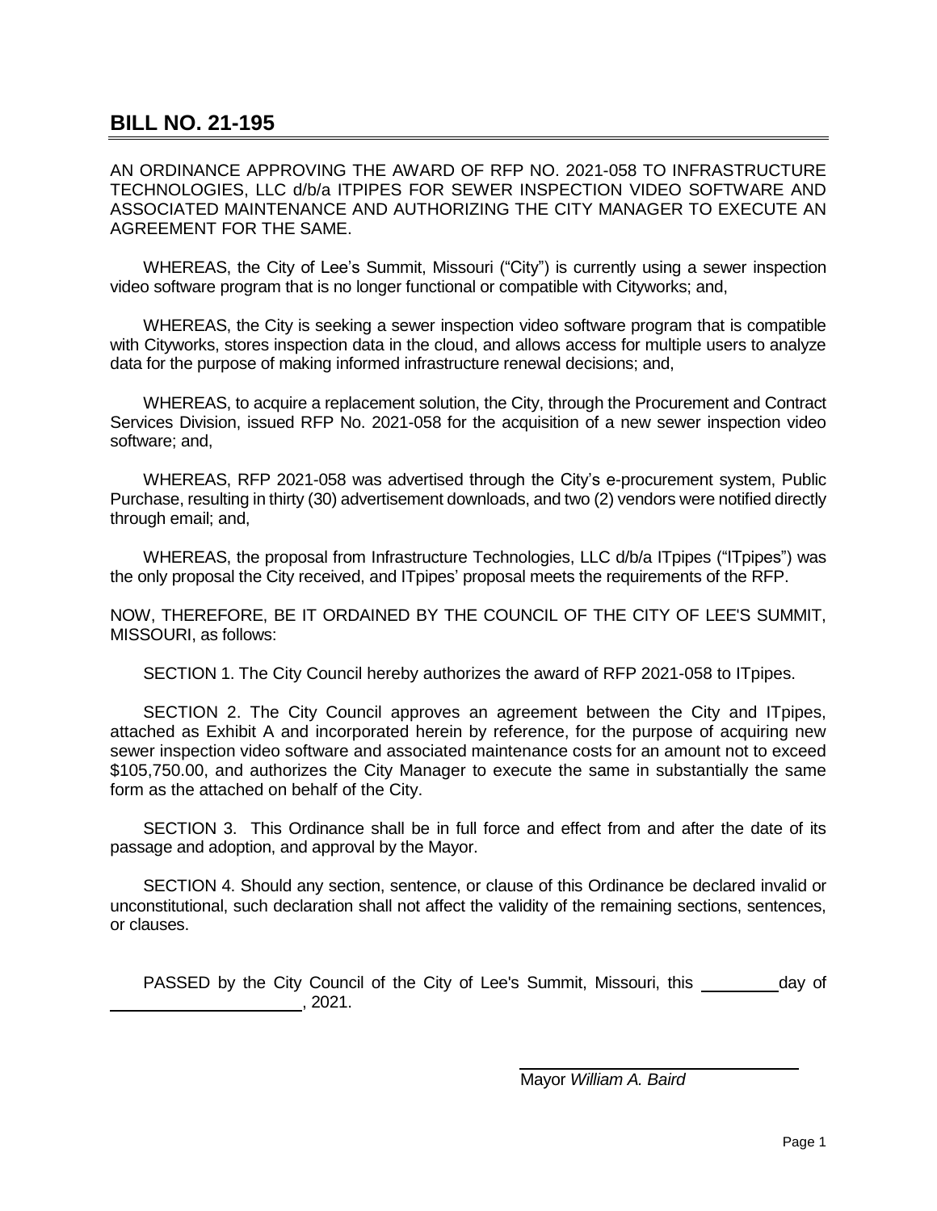## BILL NO. 21-195

AN ORDINANCE APPROVING THE AWARD OF RFP NO. 2021-058 TO INFRASTRUCTURE TECHNOLOGIES, LLC d/b/a ITPIPES FOR SEWER INSPECTION VIDEO SOFTWARE AND ASSOCIATED MAINTENANCE AND AUTHORIZING THE CITY MANAGER TO EXECUTE AN AGREEMENT FOR THE SAME.

WHEREAS, the City of Lee's Summit, Missouri ("City") is currently using a sewer inspection video software program that is no longer functional or compatible with Cityworks; and,

WHEREAS, the City is seeking a sewer inspection video software program that is compatible with Cityworks, stores inspection data in the cloud, and allows access for multiple users to analyze data for the purpose of making informed infrastructure renewal decisions; and,

WHEREAS, to acquire a replacement solution, the City, through the Procurement and Contract Services Division, issued RFP No. 2021-058 for the acquisition of a new sewer inspection video software; and,

WHEREAS, RFP 2021-058 was advertised through the City's e-procurement system, Public Purchase, resulting in thirty (30) advertisement downloads, and two (2) vendors were notified directly through email; and,

WHEREAS, the proposal from Infrastructure Technologies, LLC d/b/a ITpipes ("ITpipes") was the only proposal the City received, and ITpipes' proposal meets the requirements of the RFP.

NOW, THEREFORE, BE IT ORDAINED BY THE COUNCIL OF THE CITY OF LEE'S SUMMIT, MISSOURI, as follows:

SECTION 1. The City Council hereby authorizes the award of RFP 2021-058 to ITpipes.

SECTION 2. The City Council approves an agreement between the City and ITpipes, attached as Exhibit A and incorporated herein by reference, for the purpose of acquiring new sewer inspection video software and associated maintenance costs for an amount not to exceed $105,750.00, and authorizes the City Manager to execute the same in substantially the same form as the attached on behalf of the City.

SECTION 3. This Ordinance shall be in full force and effect from and after the date of its passage and adoption, and approval by the Mayor.

SECTION 4. Should any section, sentence, or clause of this Ordinance be declared invalid or unconstitutional, such declaration shall not affect the validity of the remaining sections, sentences, or clauses.

PASSED by the City Council of the City of Lee's Summit, Missouri, this ________ day of ____________________, 2021.

______________________________
Mayor *William A. Baird*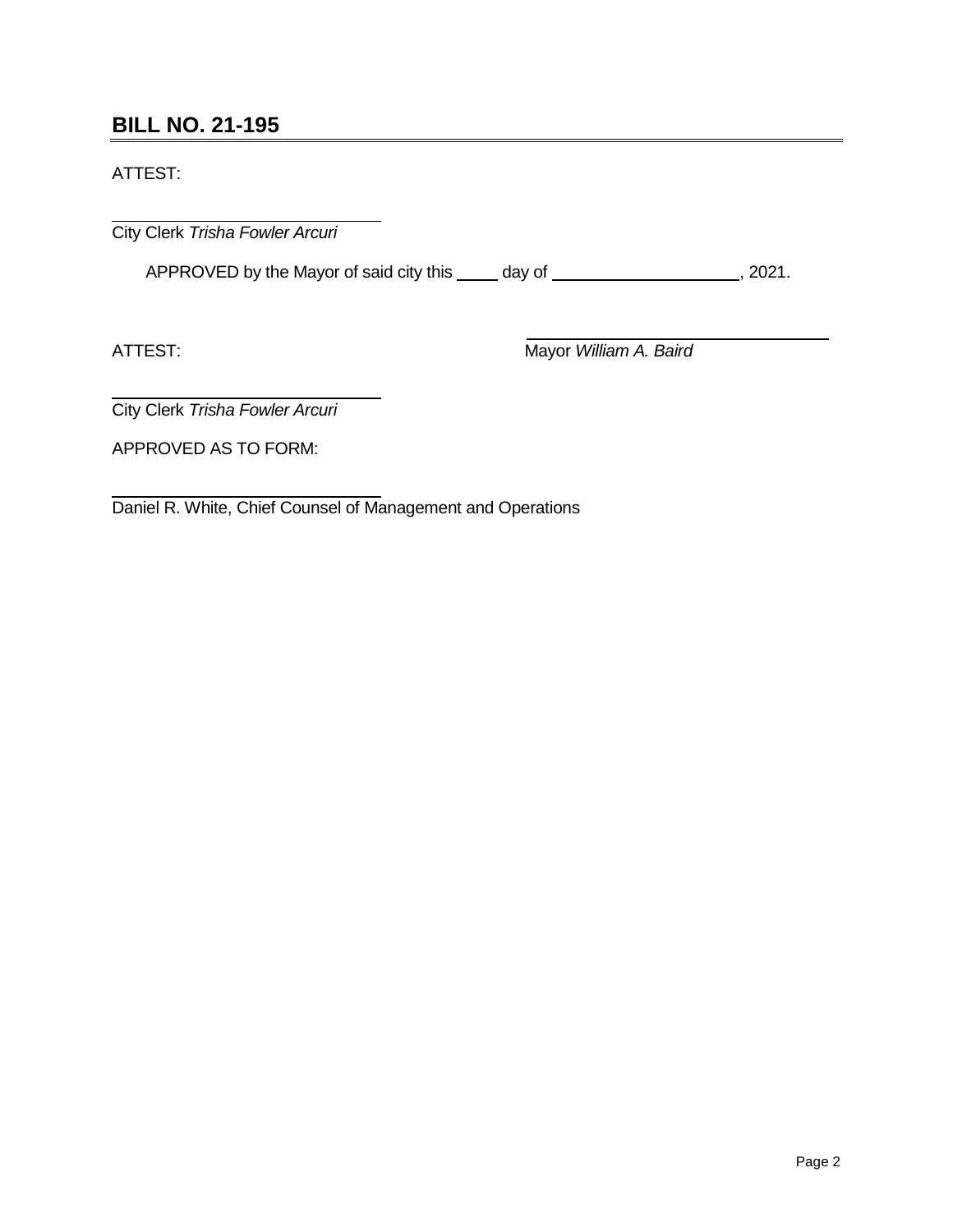## BILL NO. 21-195

ATTEST:

______________________________
City Clerk *Trisha Fowler Arcuri*

APPROVED by the Mayor of said city this _____ day of ____________________, 2021.

ATTEST:

______________________________
Mayor *William A. Baird*

______________________________
City Clerk *Trisha Fowler Arcuri*

APPROVED AS TO FORM:

______________________________
Daniel R. White, Chief Counsel of Management and Operations